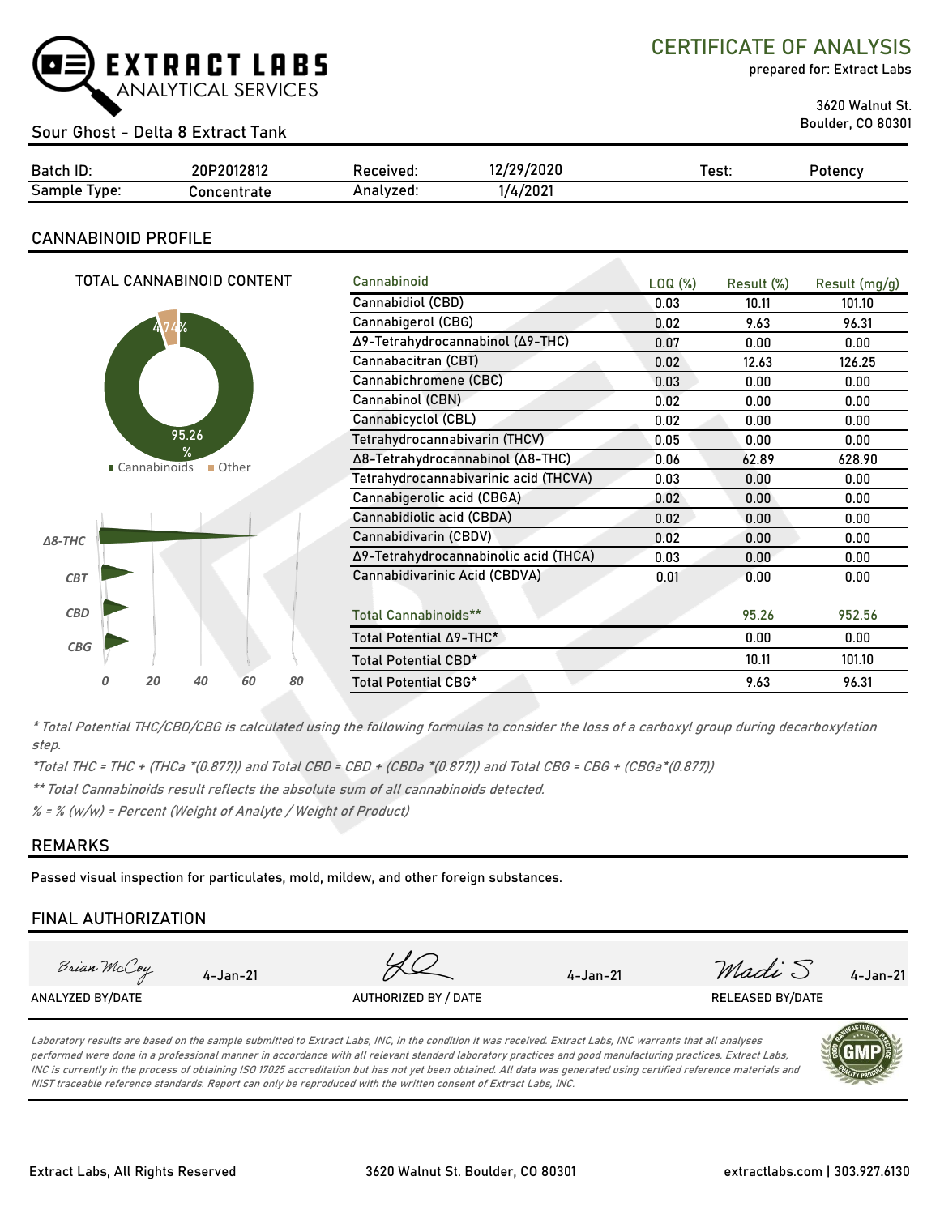EXTRACT LABS ANALYTICAL SERVICES

# CERTIFICATE OF ANALYSIS

prepared for: Extract Labs

3620 Walnut St.
Boulder, CO 80301

## Sour Ghost - Delta 8 Extract Tank

| Batch ID: | 20P2012812 | Received: | 12/29/2020 | Test: | Potency |
|---|---|---|---|---|---|
| Sample Type: | Concentrate | Analyzed: | 1/4/2021 | | |

## CANNABINOID PROFILE

TOTAL CANNABINOID CONTENT

4.74%
95.26 %
Cannabinoids ■ Other

Δ8-THC
CBT
CBD
CBG
0 20 40 60 80

| Cannabinoid | LOQ (%) | Result (%) | Result (mg/g) |
|---|---|---|---|
| Cannabidiol (CBD) | 0.03 | 10.11 | 101.10 |
| Cannabigerol (CBG) | 0.02 | 9.63 | 96.31 |
| Δ9-Tetrahydrocannabinol (Δ9-THC) | 0.07 | 0.00 | 0.00 |
| Cannabacitran (CBT) | 0.02 | 12.63 | 126.25 |
| Cannabichromene (CBC) | 0.03 | 0.00 | 0.00 |
| Cannabinol (CBN) | 0.02 | 0.00 | 0.00 |
| Cannabicyclol (CBL) | 0.02 | 0.00 | 0.00 |
| Tetrahydrocannabivarin (THCV) | 0.05 | 0.00 | 0.00 |
| Δ8-Tetrahydrocannabinol (Δ8-THC) | 0.06 | 62.89 | 628.90 |
| Tetrahydrocannabivarinic acid (THCVA) | 0.03 | 0.00 | 0.00 |
| Cannabigerolic acid (CBGA) | 0.02 | 0.00 | 0.00 |
| Cannabidiolic acid (CBDA) | 0.02 | 0.00 | 0.00 |
| Cannabidivarin (CBDV) | 0.02 | 0.00 | 0.00 |
| Δ9-Tetrahydrocannabinolic acid (THCA) | 0.03 | 0.00 | 0.00 |
| Cannabidivarinic Acid (CBDVA) | 0.01 | 0.00 | 0.00 |
| Total Cannabinoids** | | 95.26 | 952.56 |
| Total Potential Δ9-THC* | | 0.00 | 0.00 |
| Total Potential CBD* | | 10.11 | 101.10 |
| Total Potential CBG* | | 9.63 | 96.31 |

*\* Total Potential THC/CBD/CBG is calculated using the following formulas to consider the loss of a carboxyl group during decarboxylation step.*

*\*Total THC = THC + (THCa \*(0.877)) and Total CBD = CBD + (CBDa \*(0.877)) and Total CBG = CBG + (CBGa\*(0.877))*

*\*\* Total Cannabinoids result reflects the absolute sum of all cannabinoids detected.*

*% = % (w/w) = Percent (Weight of Analyte / Weight of Product)*

## REMARKS

Passed visual inspection for particulates, mold, mildew, and other foreign substances.

## FINAL AUTHORIZATION

| Brian McCoy 4-Jan-21 | 4-Jan-21 | Madi S 4-Jan-21 |
|---|---|---|
| ANALYZED BY/DATE | AUTHORIZED BY / DATE | RELEASED BY/DATE |

*Laboratory results are based on the sample submitted to Extract Labs, INC, in the condition it was received. Extract Labs, INC warrants that all analyses performed were done in a professional manner in accordance with all relevant standard laboratory practices and good manufacturing practices. Extract Labs, INC is currently in the process of obtaining ISO 17025 accreditation but has not yet been obtained. All data was generated using certified reference materials and NIST traceable reference standards. Report can only be reproduced with the written consent of Extract Labs, INC.*

Extract Labs, All Rights Reserved | 3620 Walnut St. Boulder, CO 80301 | extractlabs.com | 303.927.6130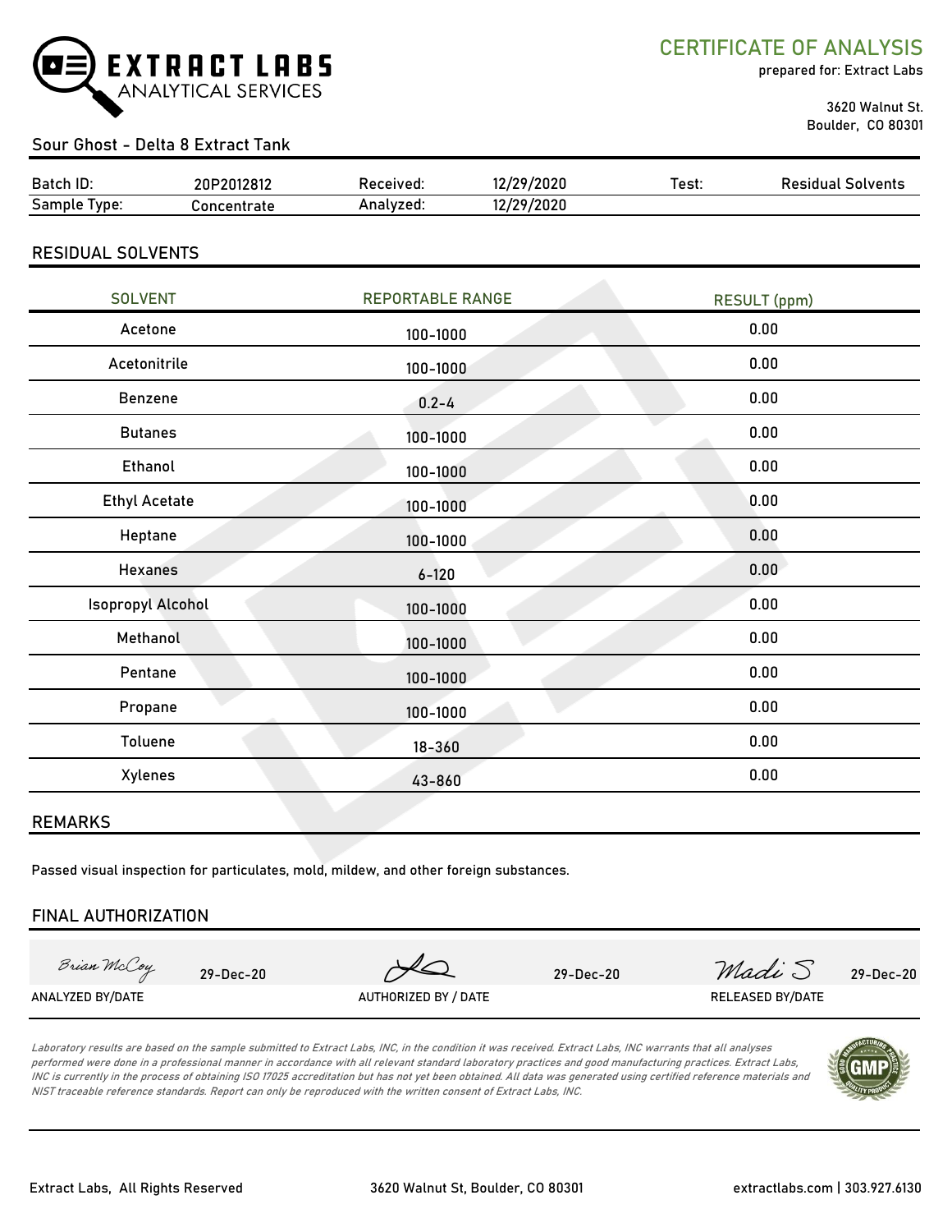**CERTIFICATE OF ANALYSIS**

prepared for: Extract Labs

3620 Walnut St.
Boulder, CO 80301

## Sour Ghost - Delta 8 Extract Tank

| Batch ID: | 20P2012812 | Received: | 12/29/2020 | Test: | Residual Solvents |
|---|---|---|---|---|---|
| Sample Type: | Concentrate | Analyzed: | 12/29/2020 | | |

## RESIDUAL SOLVENTS

| SOLVENT | REPORTABLE RANGE | RESULT (ppm) |
|---|---|---|
| Acetone | 100-1000 | 0.00 |
| Acetonitrile | 100-1000 | 0.00 |
| Benzene | 0.2-4 | 0.00 |
| Butanes | 100-1000 | 0.00 |
| Ethanol | 100-1000 | 0.00 |
| Ethyl Acetate | 100-1000 | 0.00 |
| Heptane | 100-1000 | 0.00 |
| Hexanes | 6-120 | 0.00 |
| Isopropyl Alcohol | 100-1000 | 0.00 |
| Methanol | 100-1000 | 0.00 |
| Pentane | 100-1000 | 0.00 |
| Propane | 100-1000 | 0.00 |
| Toluene | 18-360 | 0.00 |
| Xylenes | 43-860 | 0.00 |

## REMARKS

Passed visual inspection for particulates, mold, mildew, and other foreign substances.

## FINAL AUTHORIZATION

| Brian McCoy 29-Dec-20 | (signature) 29-Dec-20 | Madi S 29-Dec-20 |
|---|---|---|
| ANALYZED BY/DATE | AUTHORIZED BY / DATE | RELEASED BY/DATE |

*Laboratory results are based on the sample submitted to Extract Labs, INC, in the condition it was received. Extract Labs, INC warrants that all analyses performed were done in a professional manner in accordance with all relevant standard laboratory practices and good manufacturing practices. Extract Labs, INC is currently in the process of obtaining ISO 17025 accreditation but has not yet been obtained. All data was generated using certified reference materials and NIST traceable reference standards. Report can only be reproduced with the written consent of Extract Labs, INC.*

Extract Labs, All Rights Reserved | 3620 Walnut St, Boulder, CO 80301 | extractlabs.com | 303.927.6130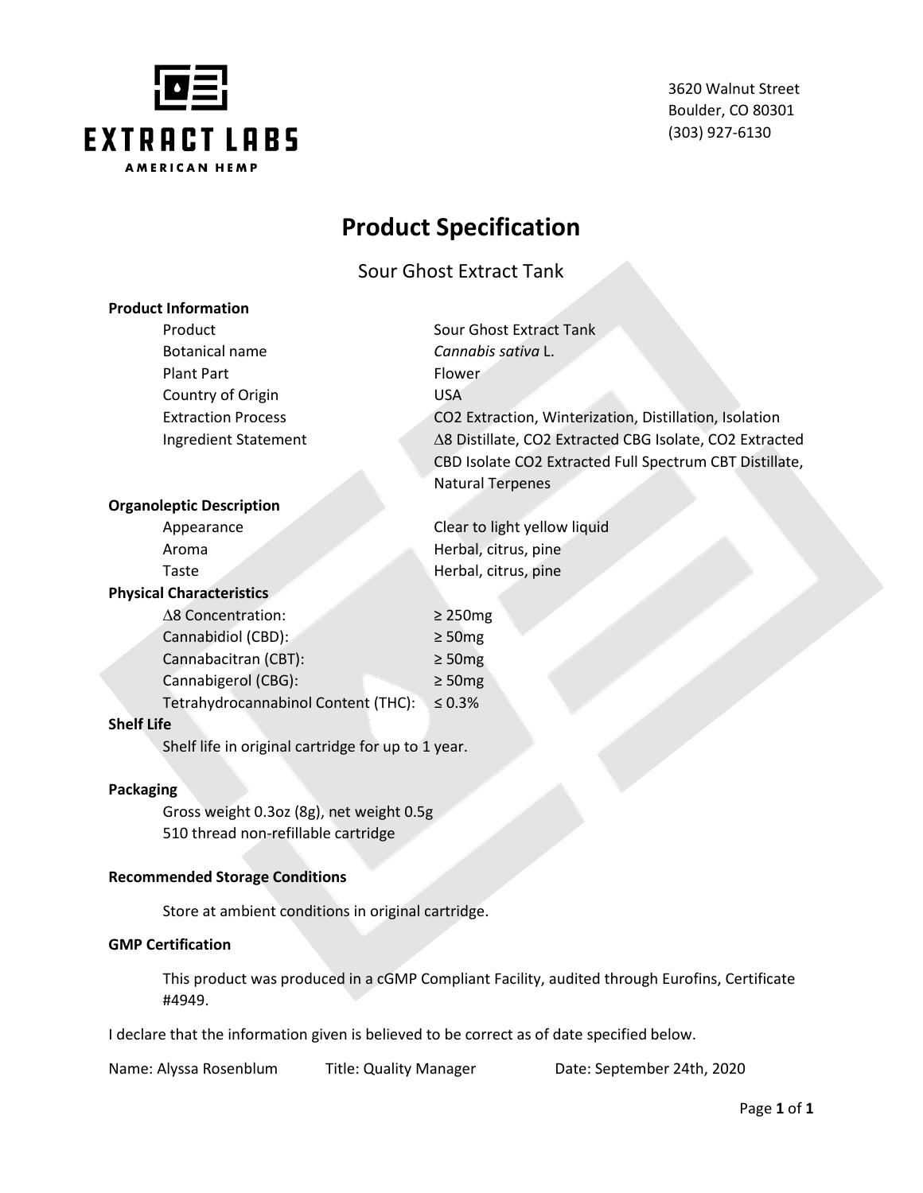EXTRACT LABS
AMERICAN HEMP

3620 Walnut Street
Boulder, CO 80301
(303) 927-6130

# Product Specification

## Sour Ghost Extract Tank

### Product Information

| | |
|---|---|
| Product | Sour Ghost Extract Tank |
| Botanical name | *Cannabis sativa* L. |
| Plant Part | Flower |
| Country of Origin | USA |
| Extraction Process | CO2 Extraction, Winterization, Distillation, Isolation |
| Ingredient Statement | ∆8 Distillate, CO2 Extracted CBG Isolate, CO2 Extracted CBD Isolate CO2 Extracted Full Spectrum CBT Distillate, Natural Terpenes |

### Organoleptic Description

| | |
|---|---|
| Appearance | Clear to light yellow liquid |
| Aroma | Herbal, citrus, pine |
| Taste | Herbal, citrus, pine |

### Physical Characteristics

| | |
|---|---|
| ∆8 Concentration: | ≥ 250mg |
| Cannabidiol (CBD): | ≥ 50mg |
| Cannabacitran (CBT): | ≥ 50mg |
| Cannabigerol (CBG): | ≥ 50mg |
| Tetrahydrocannabinol Content (THC): | ≤ 0.3% |

### Shelf Life

Shelf life in original cartridge for up to 1 year.

### Packaging

Gross weight 0.3oz (8g), net weight 0.5g
510 thread non-refillable cartridge

### Recommended Storage Conditions

Store at ambient conditions in original cartridge.

### GMP Certification

This product was produced in a cGMP Compliant Facility, audited through Eurofins, Certificate #4949.

I declare that the information given is believed to be correct as of date specified below.

Name: Alyssa Rosenblum    Title: Quality Manager    Date: September 24th, 2020